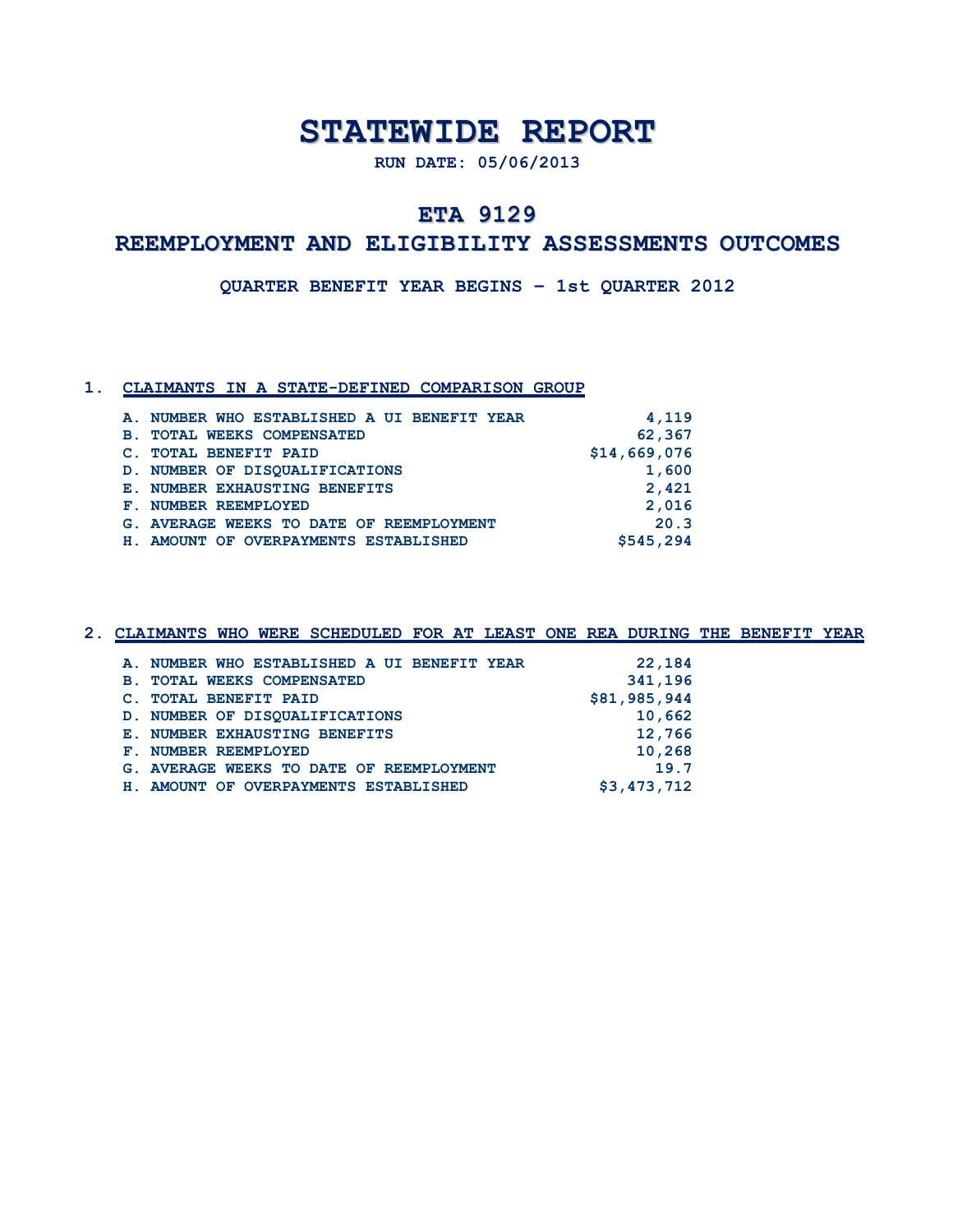# STATEWIDE REPORT

**RUN DATE: 05/06/2013**

## ETA 9129

## REEMPLOYMENT AND ELIGIBILITY ASSESSMENTS OUTCOMES

**QUARTER BENEFIT YEAR BEGINS – 1st QUARTER 2012**

### 1. CLAIMANTS IN A STATE-DEFINED COMPARISON GROUP

| | |
|---|---:|
| A. NUMBER WHO ESTABLISHED A UI BENEFIT YEAR | 4,119 |
| B. TOTAL WEEKS COMPENSATED | 62,367 |
| C. TOTAL BENEFIT PAID | $14,669,076 |
| D. NUMBER OF DISQUALIFICATIONS | 1,600 |
| E. NUMBER EXHAUSTING BENEFITS | 2,421 |
| F. NUMBER REEMPLOYED | 2,016 |
| G. AVERAGE WEEKS TO DATE OF REEMPLOYMENT | 20.3 |
| H. AMOUNT OF OVERPAYMENTS ESTABLISHED | $545,294 |

### 2. CLAIMANTS WHO WERE SCHEDULED FOR AT LEAST ONE REA DURING THE BENEFIT YEAR

| | |
|---|---:|
| A. NUMBER WHO ESTABLISHED A UI BENEFIT YEAR | 22,184 |
| B. TOTAL WEEKS COMPENSATED | 341,196 |
| C. TOTAL BENEFIT PAID | $81,985,944 |
| D. NUMBER OF DISQUALIFICATIONS | 10,662 |
| E. NUMBER EXHAUSTING BENEFITS | 12,766 |
| F. NUMBER REEMPLOYED | 10,268 |
| G. AVERAGE WEEKS TO DATE OF REEMPLOYMENT | 19.7 |
| H. AMOUNT OF OVERPAYMENTS ESTABLISHED | $3,473,712 |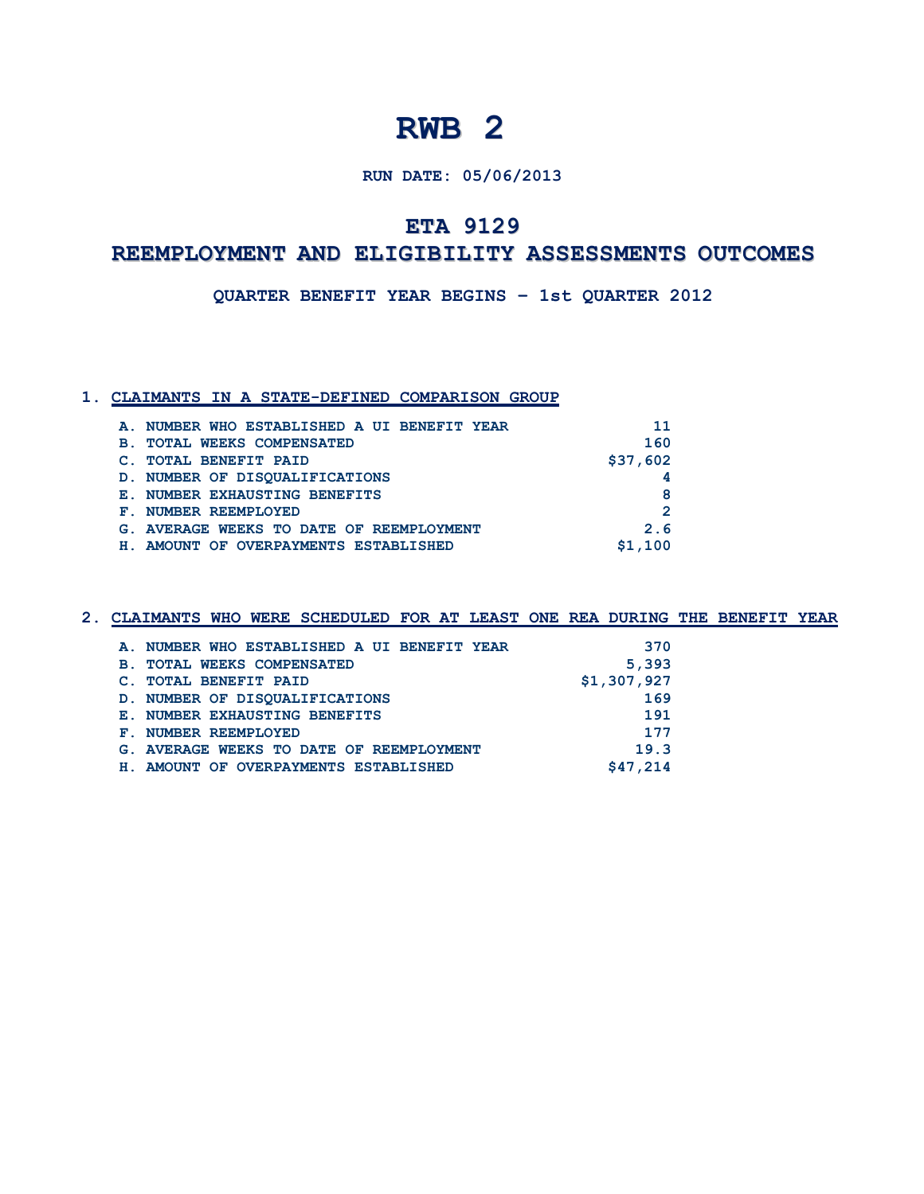# RWB 2

**RUN DATE: 05/06/2013**

## ETA 9129

## REEMPLOYMENT AND ELIGIBILITY ASSESSMENTS OUTCOMES

**QUARTER BENEFIT YEAR BEGINS – 1st QUARTER 2012**

### 1. CLAIMANTS IN A STATE-DEFINED COMPARISON GROUP

| | |
|---|---|
| A. NUMBER WHO ESTABLISHED A UI BENEFIT YEAR | 11 |
| B. TOTAL WEEKS COMPENSATED | 160 |
| C. TOTAL BENEFIT PAID | $37,602 |
| D. NUMBER OF DISQUALIFICATIONS | 4 |
| E. NUMBER EXHAUSTING BENEFITS | 8 |
| F. NUMBER REEMPLOYED | 2 |
| G. AVERAGE WEEKS TO DATE OF REEMPLOYMENT | 2.6 |
| H. AMOUNT OF OVERPAYMENTS ESTABLISHED | $1,100 |

### 2. CLAIMANTS WHO WERE SCHEDULED FOR AT LEAST ONE REA DURING THE BENEFIT YEAR

| | |
|---|---|
| A. NUMBER WHO ESTABLISHED A UI BENEFIT YEAR | 370 |
| B. TOTAL WEEKS COMPENSATED | 5,393 |
| C. TOTAL BENEFIT PAID | $1,307,927 |
| D. NUMBER OF DISQUALIFICATIONS | 169 |
| E. NUMBER EXHAUSTING BENEFITS | 191 |
| F. NUMBER REEMPLOYED | 177 |
| G. AVERAGE WEEKS TO DATE OF REEMPLOYMENT | 19.3 |
| H. AMOUNT OF OVERPAYMENTS ESTABLISHED | $47,214 |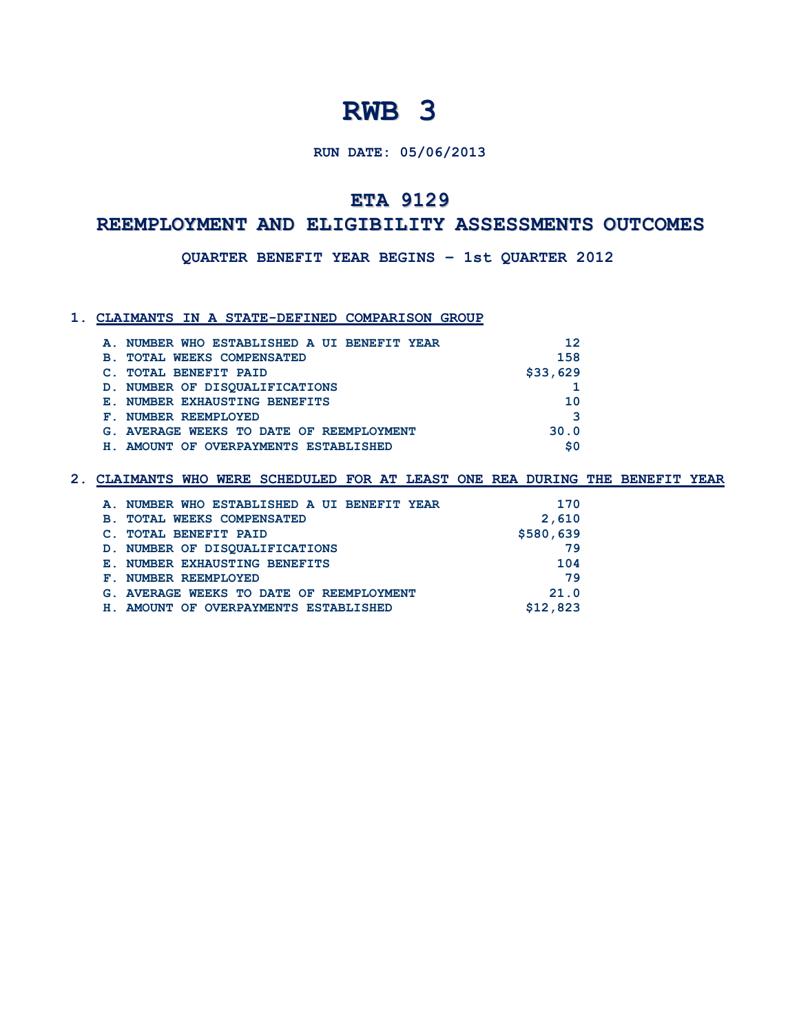# RWB 3

**RUN DATE: 05/06/2013**

## ETA 9129

## REEMPLOYMENT AND ELIGIBILITY ASSESSMENTS OUTCOMES

**QUARTER BENEFIT YEAR BEGINS – 1st QUARTER 2012**

### 1. CLAIMANTS IN A STATE-DEFINED COMPARISON GROUP

| | |
|---|---|
| A. NUMBER WHO ESTABLISHED A UI BENEFIT YEAR | 12 |
| B. TOTAL WEEKS COMPENSATED | 158 |
| C. TOTAL BENEFIT PAID | $33,629 |
| D. NUMBER OF DISQUALIFICATIONS | 1 |
| E. NUMBER EXHAUSTING BENEFITS | 10 |
| F. NUMBER REEMPLOYED | 3 |
| G. AVERAGE WEEKS TO DATE OF REEMPLOYMENT | 30.0 |
| H. AMOUNT OF OVERPAYMENTS ESTABLISHED | $0 |

### 2. CLAIMANTS WHO WERE SCHEDULED FOR AT LEAST ONE REA DURING THE BENEFIT YEAR

| | |
|---|---|
| A. NUMBER WHO ESTABLISHED A UI BENEFIT YEAR | 170 |
| B. TOTAL WEEKS COMPENSATED | 2,610 |
| C. TOTAL BENEFIT PAID | $580,639 |
| D. NUMBER OF DISQUALIFICATIONS | 79 |
| E. NUMBER EXHAUSTING BENEFITS | 104 |
| F. NUMBER REEMPLOYED | 79 |
| G. AVERAGE WEEKS TO DATE OF REEMPLOYMENT | 21.0 |
| H. AMOUNT OF OVERPAYMENTS ESTABLISHED | $12,823 |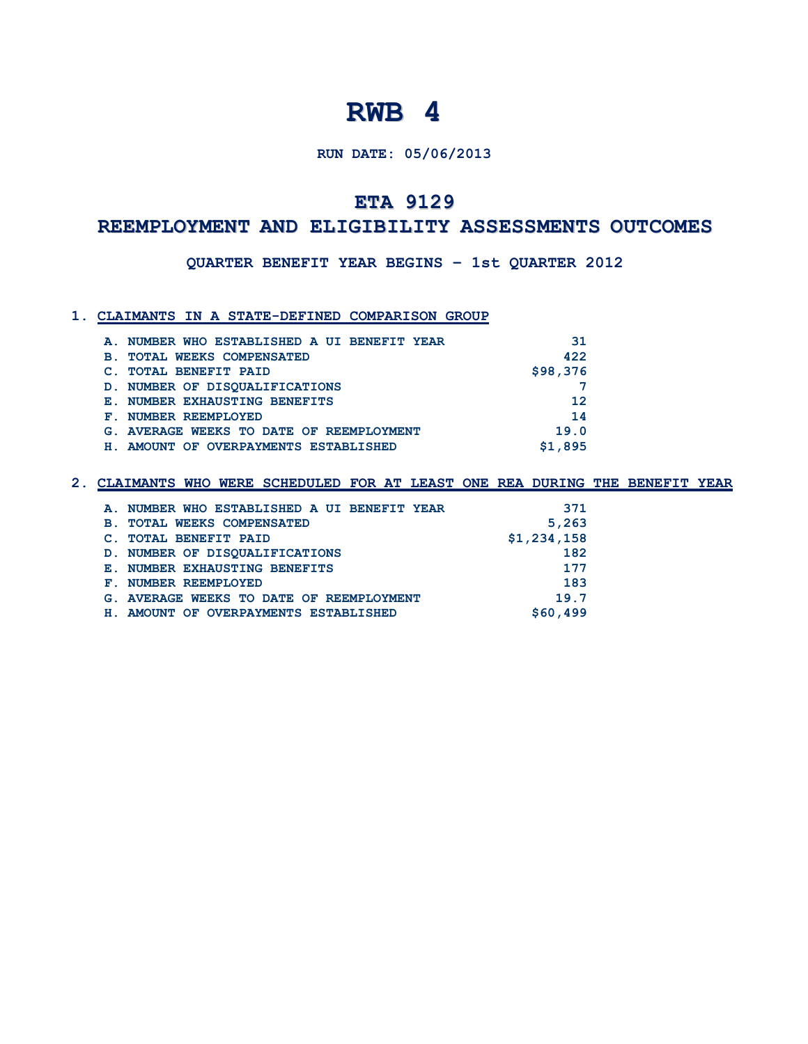# RWB 4

**RUN DATE: 05/06/2013**

## ETA 9129

## REEMPLOYMENT AND ELIGIBILITY ASSESSMENTS OUTCOMES

**QUARTER BENEFIT YEAR BEGINS – 1st QUARTER 2012**

### 1. CLAIMANTS IN A STATE-DEFINED COMPARISON GROUP

| | |
|---|---|
| A. NUMBER WHO ESTABLISHED A UI BENEFIT YEAR | 31 |
| B. TOTAL WEEKS COMPENSATED | 422 |
| C. TOTAL BENEFIT PAID | $98,376 |
| D. NUMBER OF DISQUALIFICATIONS | 7 |
| E. NUMBER EXHAUSTING BENEFITS | 12 |
| F. NUMBER REEMPLOYED | 14 |
| G. AVERAGE WEEKS TO DATE OF REEMPLOYMENT | 19.0 |
| H. AMOUNT OF OVERPAYMENTS ESTABLISHED | $1,895 |

### 2. CLAIMANTS WHO WERE SCHEDULED FOR AT LEAST ONE REA DURING THE BENEFIT YEAR

| | |
|---|---|
| A. NUMBER WHO ESTABLISHED A UI BENEFIT YEAR | 371 |
| B. TOTAL WEEKS COMPENSATED | 5,263 |
| C. TOTAL BENEFIT PAID | $1,234,158 |
| D. NUMBER OF DISQUALIFICATIONS | 182 |
| E. NUMBER EXHAUSTING BENEFITS | 177 |
| F. NUMBER REEMPLOYED | 183 |
| G. AVERAGE WEEKS TO DATE OF REEMPLOYMENT | 19.7 |
| H. AMOUNT OF OVERPAYMENTS ESTABLISHED | $60,499 |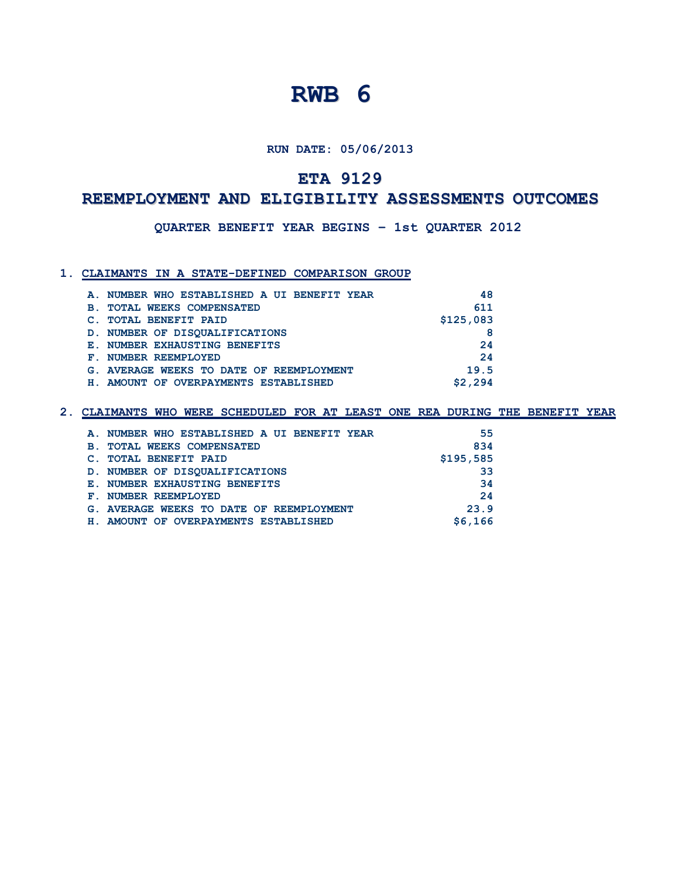# RWB 6

**RUN DATE: 05/06/2013**

## ETA 9129

## REEMPLOYMENT AND ELIGIBILITY ASSESSMENTS OUTCOMES

**QUARTER BENEFIT YEAR BEGINS – 1st QUARTER 2012**

### 1. CLAIMANTS IN A STATE-DEFINED COMPARISON GROUP

| | |
|---|---|
| A. NUMBER WHO ESTABLISHED A UI BENEFIT YEAR | 48 |
| B. TOTAL WEEKS COMPENSATED | 611 |
| C. TOTAL BENEFIT PAID | $125,083 |
| D. NUMBER OF DISQUALIFICATIONS | 8 |
| E. NUMBER EXHAUSTING BENEFITS | 24 |
| F. NUMBER REEMPLOYED | 24 |
| G. AVERAGE WEEKS TO DATE OF REEMPLOYMENT | 19.5 |
| H. AMOUNT OF OVERPAYMENTS ESTABLISHED | $2,294 |

### 2. CLAIMANTS WHO WERE SCHEDULED FOR AT LEAST ONE REA DURING THE BENEFIT YEAR

| | |
|---|---|
| A. NUMBER WHO ESTABLISHED A UI BENEFIT YEAR | 55 |
| B. TOTAL WEEKS COMPENSATED | 834 |
| C. TOTAL BENEFIT PAID | $195,585 |
| D. NUMBER OF DISQUALIFICATIONS | 33 |
| E. NUMBER EXHAUSTING BENEFITS | 34 |
| F. NUMBER REEMPLOYED | 24 |
| G. AVERAGE WEEKS TO DATE OF REEMPLOYMENT | 23.9 |
| H. AMOUNT OF OVERPAYMENTS ESTABLISHED | $6,166 |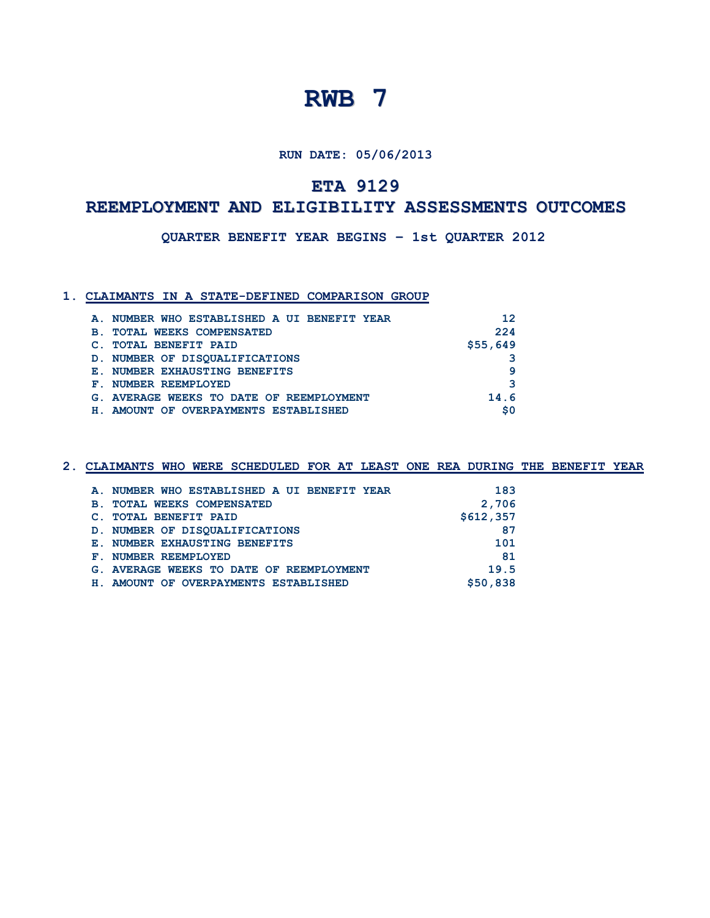# RWB 7

**RUN DATE: 05/06/2013**

## ETA 9129

## REEMPLOYMENT AND ELIGIBILITY ASSESSMENTS OUTCOMES

**QUARTER BENEFIT YEAR BEGINS – 1st QUARTER 2012**

### 1. CLAIMANTS IN A STATE-DEFINED COMPARISON GROUP

| | |
|---|---|
| A. NUMBER WHO ESTABLISHED A UI BENEFIT YEAR | 12 |
| B. TOTAL WEEKS COMPENSATED | 224 |
| C. TOTAL BENEFIT PAID | $55,649 |
| D. NUMBER OF DISQUALIFICATIONS | 3 |
| E. NUMBER EXHAUSTING BENEFITS | 9 |
| F. NUMBER REEMPLOYED | 3 |
| G. AVERAGE WEEKS TO DATE OF REEMPLOYMENT | 14.6 |
| H. AMOUNT OF OVERPAYMENTS ESTABLISHED | $0 |

### 2. CLAIMANTS WHO WERE SCHEDULED FOR AT LEAST ONE REA DURING THE BENEFIT YEAR

| | |
|---|---|
| A. NUMBER WHO ESTABLISHED A UI BENEFIT YEAR | 183 |
| B. TOTAL WEEKS COMPENSATED | 2,706 |
| C. TOTAL BENEFIT PAID | $612,357 |
| D. NUMBER OF DISQUALIFICATIONS | 87 |
| E. NUMBER EXHAUSTING BENEFITS | 101 |
| F. NUMBER REEMPLOYED | 81 |
| G. AVERAGE WEEKS TO DATE OF REEMPLOYMENT | 19.5 |
| H. AMOUNT OF OVERPAYMENTS ESTABLISHED | $50,838 |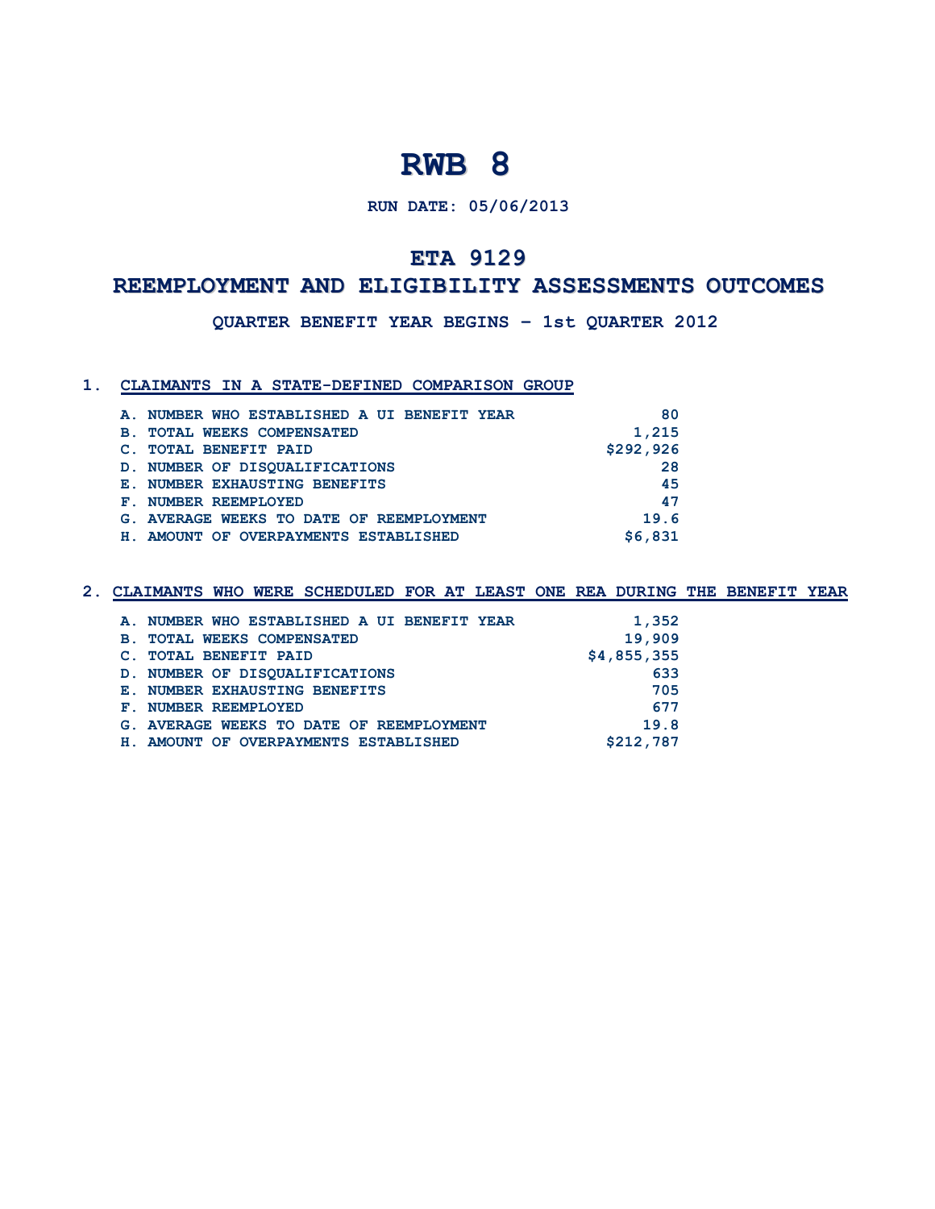# RWB 8

**RUN DATE: 05/06/2013**

## ETA 9129

## REEMPLOYMENT AND ELIGIBILITY ASSESSMENTS OUTCOMES

**QUARTER BENEFIT YEAR BEGINS – 1st QUARTER 2012**

### 1. CLAIMANTS IN A STATE-DEFINED COMPARISON GROUP

| | |
|---|---|
| A. NUMBER WHO ESTABLISHED A UI BENEFIT YEAR | 80 |
| B. TOTAL WEEKS COMPENSATED | 1,215 |
| C. TOTAL BENEFIT PAID | $292,926 |
| D. NUMBER OF DISQUALIFICATIONS | 28 |
| E. NUMBER EXHAUSTING BENEFITS | 45 |
| F. NUMBER REEMPLOYED | 47 |
| G. AVERAGE WEEKS TO DATE OF REEMPLOYMENT | 19.6 |
| H. AMOUNT OF OVERPAYMENTS ESTABLISHED | $6,831 |

### 2. CLAIMANTS WHO WERE SCHEDULED FOR AT LEAST ONE REA DURING THE BENEFIT YEAR

| | |
|---|---|
| A. NUMBER WHO ESTABLISHED A UI BENEFIT YEAR | 1,352 |
| B. TOTAL WEEKS COMPENSATED | 19,909 |
| C. TOTAL BENEFIT PAID | $4,855,355 |
| D. NUMBER OF DISQUALIFICATIONS | 633 |
| E. NUMBER EXHAUSTING BENEFITS | 705 |
| F. NUMBER REEMPLOYED | 677 |
| G. AVERAGE WEEKS TO DATE OF REEMPLOYMENT | 19.8 |
| H. AMOUNT OF OVERPAYMENTS ESTABLISHED | $212,787 |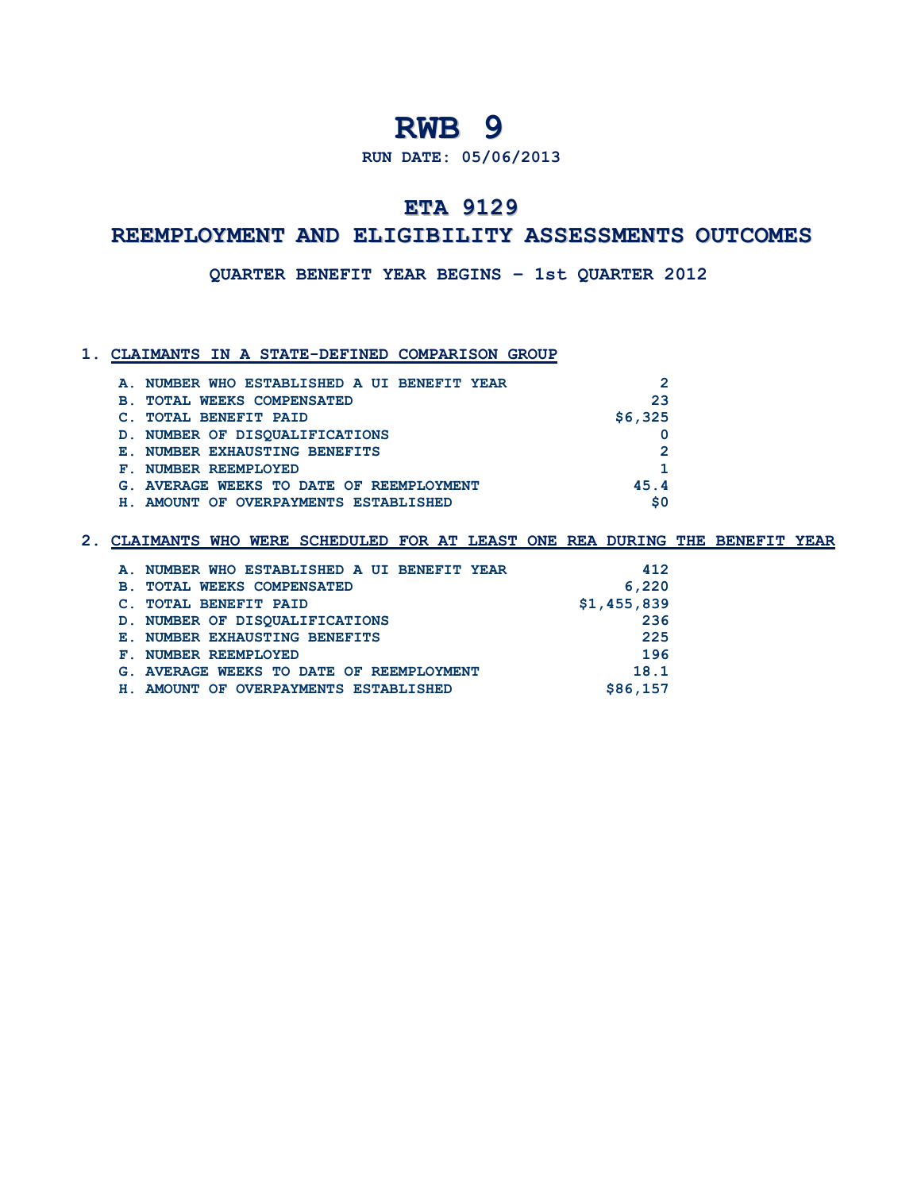# RWB 9

**RUN DATE: 05/06/2013**

## ETA 9129

## REEMPLOYMENT AND ELIGIBILITY ASSESSMENTS OUTCOMES

**QUARTER BENEFIT YEAR BEGINS – 1st QUARTER 2012**

### 1. CLAIMANTS IN A STATE-DEFINED COMPARISON GROUP

| | |
|---|---:|
| A. NUMBER WHO ESTABLISHED A UI BENEFIT YEAR | 2 |
| B. TOTAL WEEKS COMPENSATED | 23 |
| C. TOTAL BENEFIT PAID | $6,325 |
| D. NUMBER OF DISQUALIFICATIONS | 0 |
| E. NUMBER EXHAUSTING BENEFITS | 2 |
| F. NUMBER REEMPLOYED | 1 |
| G. AVERAGE WEEKS TO DATE OF REEMPLOYMENT | 45.4 |
| H. AMOUNT OF OVERPAYMENTS ESTABLISHED | $0 |

### 2. CLAIMANTS WHO WERE SCHEDULED FOR AT LEAST ONE REA DURING THE BENEFIT YEAR

| | |
|---|---:|
| A. NUMBER WHO ESTABLISHED A UI BENEFIT YEAR | 412 |
| B. TOTAL WEEKS COMPENSATED | 6,220 |
| C. TOTAL BENEFIT PAID | $1,455,839 |
| D. NUMBER OF DISQUALIFICATIONS | 236 |
| E. NUMBER EXHAUSTING BENEFITS | 225 |
| F. NUMBER REEMPLOYED | 196 |
| G. AVERAGE WEEKS TO DATE OF REEMPLOYMENT | 18.1 |
| H. AMOUNT OF OVERPAYMENTS ESTABLISHED | $86,157 |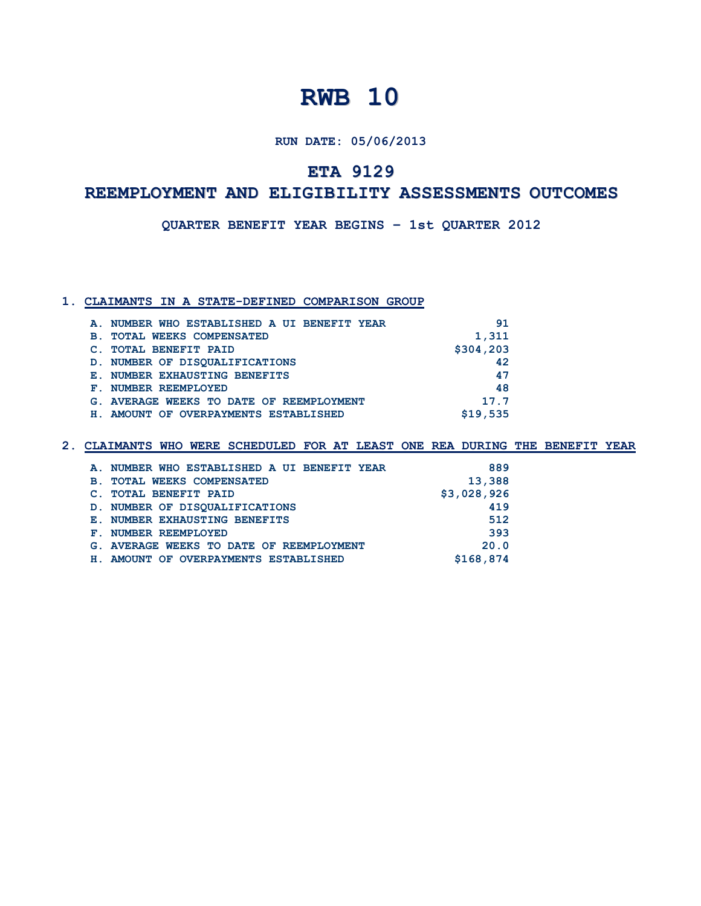# RWB 10

**RUN DATE: 05/06/2013**

## ETA 9129

## REEMPLOYMENT AND ELIGIBILITY ASSESSMENTS OUTCOMES

**QUARTER BENEFIT YEAR BEGINS – 1st QUARTER 2012**

### 1. CLAIMANTS IN A STATE-DEFINED COMPARISON GROUP

| | |
|---|---:|
| A. NUMBER WHO ESTABLISHED A UI BENEFIT YEAR | 91 |
| B. TOTAL WEEKS COMPENSATED | 1,311 |
| C. TOTAL BENEFIT PAID | $304,203 |
| D. NUMBER OF DISQUALIFICATIONS | 42 |
| E. NUMBER EXHAUSTING BENEFITS | 47 |
| F. NUMBER REEMPLOYED | 48 |
| G. AVERAGE WEEKS TO DATE OF REEMPLOYMENT | 17.7 |
| H. AMOUNT OF OVERPAYMENTS ESTABLISHED | $19,535 |

### 2. CLAIMANTS WHO WERE SCHEDULED FOR AT LEAST ONE REA DURING THE BENEFIT YEAR

| | |
|---|---:|
| A. NUMBER WHO ESTABLISHED A UI BENEFIT YEAR | 889 |
| B. TOTAL WEEKS COMPENSATED | 13,388 |
| C. TOTAL BENEFIT PAID | $3,028,926 |
| D. NUMBER OF DISQUALIFICATIONS | 419 |
| E. NUMBER EXHAUSTING BENEFITS | 512 |
| F. NUMBER REEMPLOYED | 393 |
| G. AVERAGE WEEKS TO DATE OF REEMPLOYMENT | 20.0 |
| H. AMOUNT OF OVERPAYMENTS ESTABLISHED | $168,874 |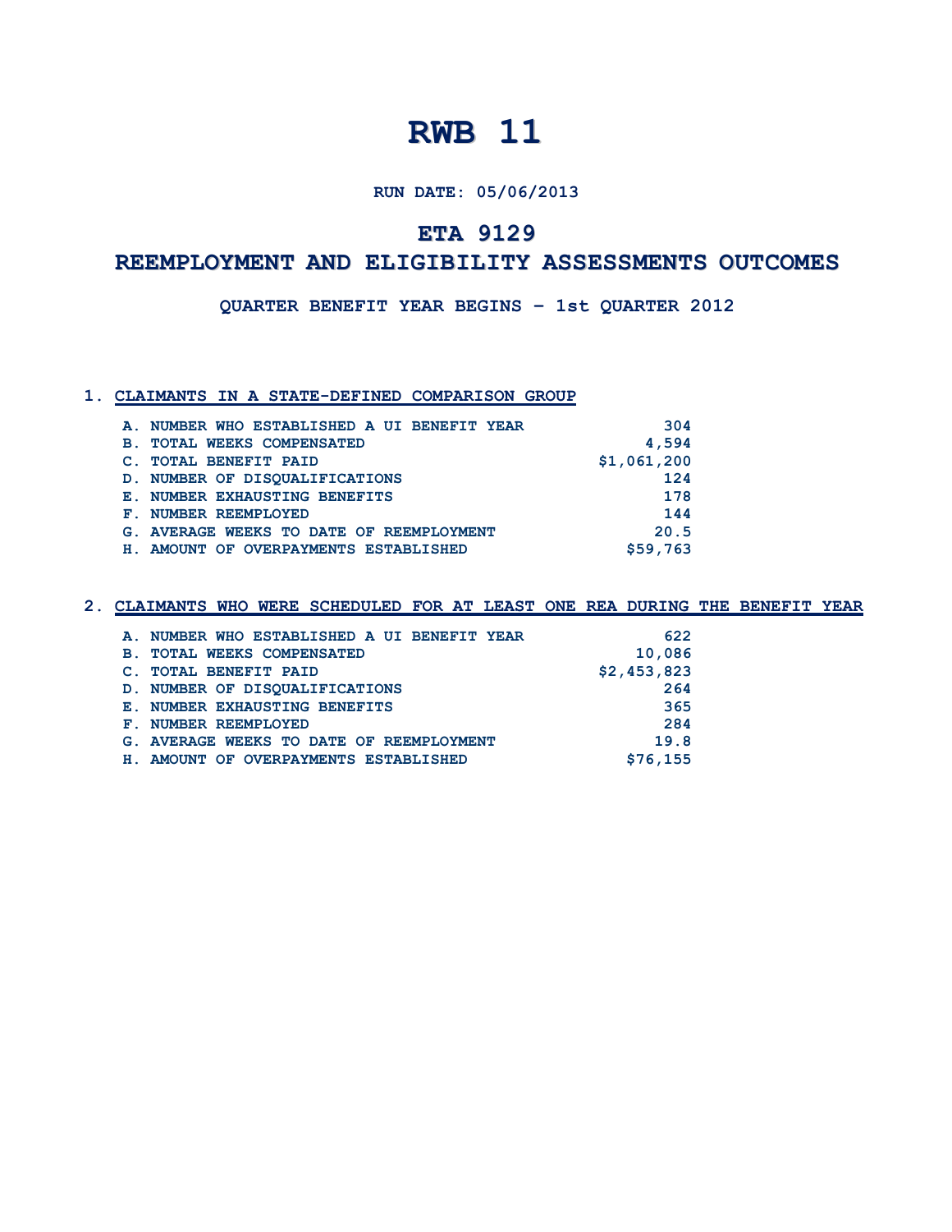# RWB 11

**RUN DATE: 05/06/2013**

## ETA 9129

## REEMPLOYMENT AND ELIGIBILITY ASSESSMENTS OUTCOMES

**QUARTER BENEFIT YEAR BEGINS – 1st QUARTER 2012**

### 1. CLAIMANTS IN A STATE-DEFINED COMPARISON GROUP

| | |
|---|---:|
| A. NUMBER WHO ESTABLISHED A UI BENEFIT YEAR | 304 |
| B. TOTAL WEEKS COMPENSATED | 4,594 |
| C. TOTAL BENEFIT PAID | $1,061,200 |
| D. NUMBER OF DISQUALIFICATIONS | 124 |
| E. NUMBER EXHAUSTING BENEFITS | 178 |
| F. NUMBER REEMPLOYED | 144 |
| G. AVERAGE WEEKS TO DATE OF REEMPLOYMENT | 20.5 |
| H. AMOUNT OF OVERPAYMENTS ESTABLISHED | $59,763 |

### 2. CLAIMANTS WHO WERE SCHEDULED FOR AT LEAST ONE REA DURING THE BENEFIT YEAR

| | |
|---|---:|
| A. NUMBER WHO ESTABLISHED A UI BENEFIT YEAR | 622 |
| B. TOTAL WEEKS COMPENSATED | 10,086 |
| C. TOTAL BENEFIT PAID | $2,453,823 |
| D. NUMBER OF DISQUALIFICATIONS | 264 |
| E. NUMBER EXHAUSTING BENEFITS | 365 |
| F. NUMBER REEMPLOYED | 284 |
| G. AVERAGE WEEKS TO DATE OF REEMPLOYMENT | 19.8 |
| H. AMOUNT OF OVERPAYMENTS ESTABLISHED | $76,155 |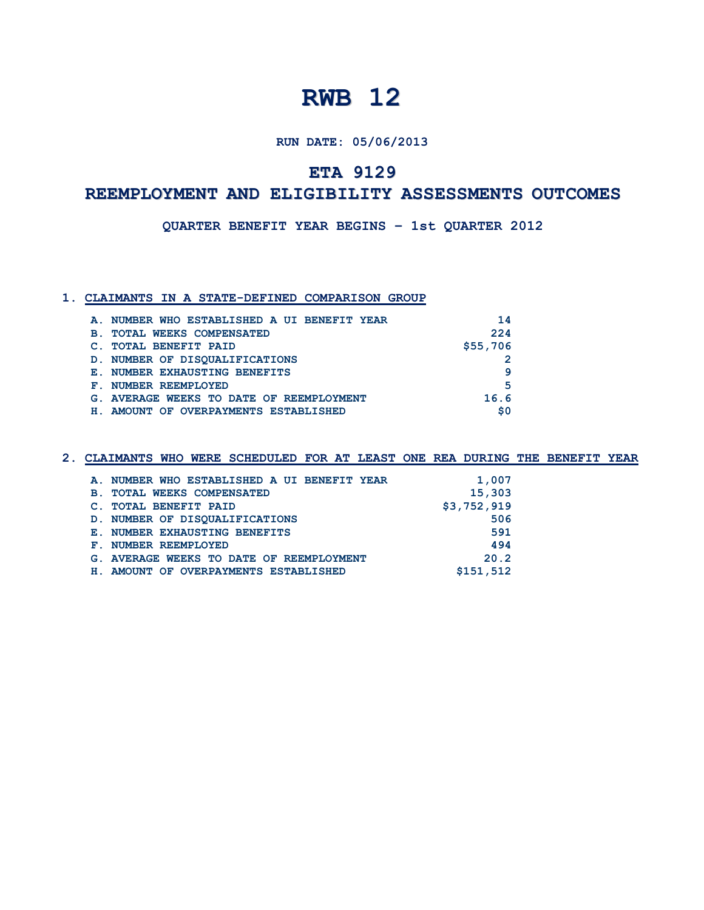# RWB 12

**RUN DATE: 05/06/2013**

## ETA 9129

## REEMPLOYMENT AND ELIGIBILITY ASSESSMENTS OUTCOMES

**QUARTER BENEFIT YEAR BEGINS – 1st QUARTER 2012**

### 1. CLAIMANTS IN A STATE-DEFINED COMPARISON GROUP

| Item | Value |
|---|---|
| A. NUMBER WHO ESTABLISHED A UI BENEFIT YEAR | 14 |
| B. TOTAL WEEKS COMPENSATED | 224 |
| C. TOTAL BENEFIT PAID | $55,706 |
| D. NUMBER OF DISQUALIFICATIONS | 2 |
| E. NUMBER EXHAUSTING BENEFITS | 9 |
| F. NUMBER REEMPLOYED | 5 |
| G. AVERAGE WEEKS TO DATE OF REEMPLOYMENT | 16.6 |
| H. AMOUNT OF OVERPAYMENTS ESTABLISHED | $0 |

### 2. CLAIMANTS WHO WERE SCHEDULED FOR AT LEAST ONE REA DURING THE BENEFIT YEAR

| Item | Value |
|---|---|
| A. NUMBER WHO ESTABLISHED A UI BENEFIT YEAR | 1,007 |
| B. TOTAL WEEKS COMPENSATED | 15,303 |
| C. TOTAL BENEFIT PAID | $3,752,919 |
| D. NUMBER OF DISQUALIFICATIONS | 506 |
| E. NUMBER EXHAUSTING BENEFITS | 591 |
| F. NUMBER REEMPLOYED | 494 |
| G. AVERAGE WEEKS TO DATE OF REEMPLOYMENT | 20.2 |
| H. AMOUNT OF OVERPAYMENTS ESTABLISHED | $151,512 |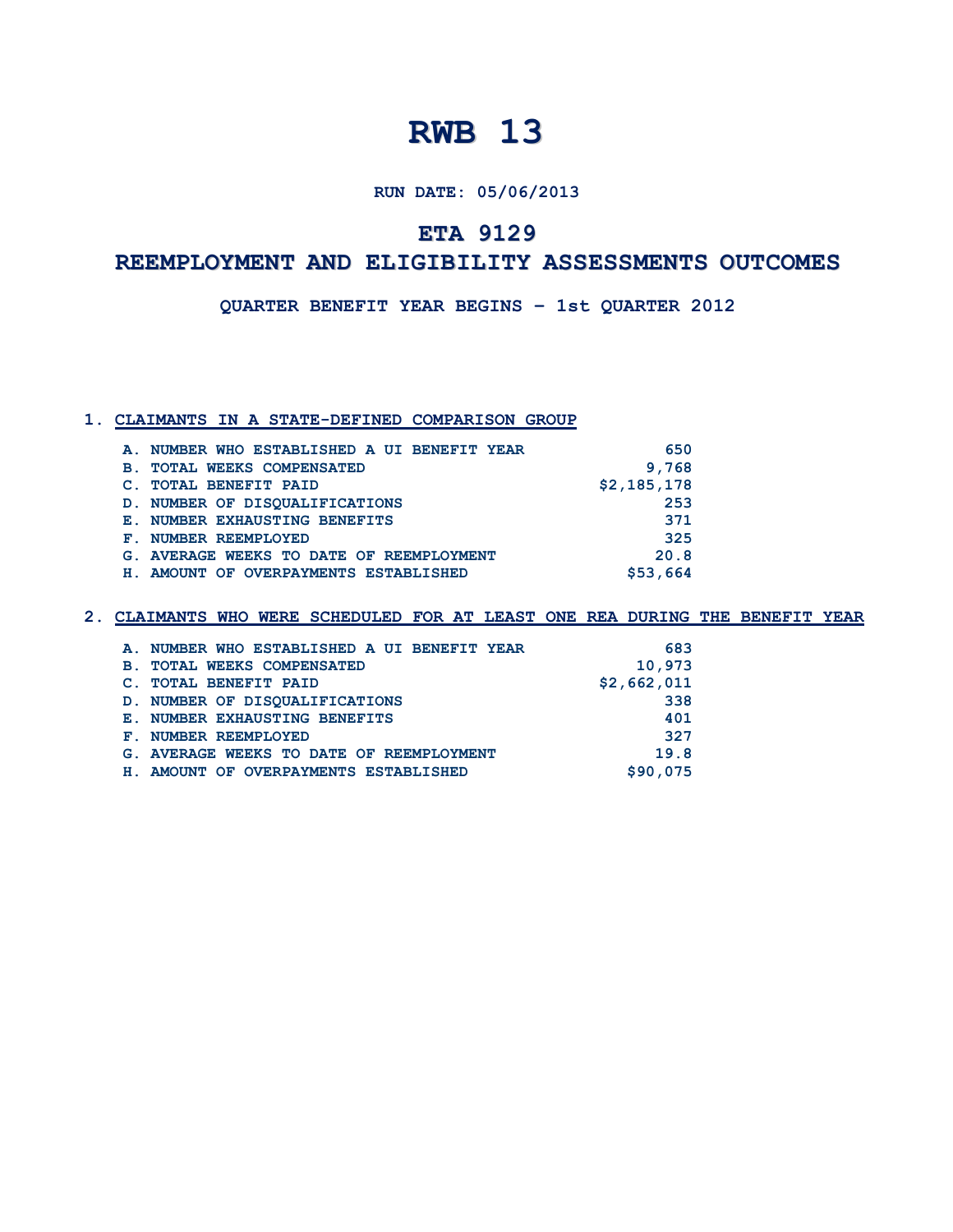# RWB 13

**RUN DATE: 05/06/2013**

## ETA 9129

## REEMPLOYMENT AND ELIGIBILITY ASSESSMENTS OUTCOMES

**QUARTER BENEFIT YEAR BEGINS – 1st QUARTER 2012**

### 1. CLAIMANTS IN A STATE-DEFINED COMPARISON GROUP

| | |
|---|---:|
| A. NUMBER WHO ESTABLISHED A UI BENEFIT YEAR | 650 |
| B. TOTAL WEEKS COMPENSATED | 9,768 |
| C. TOTAL BENEFIT PAID | $2,185,178 |
| D. NUMBER OF DISQUALIFICATIONS | 253 |
| E. NUMBER EXHAUSTING BENEFITS | 371 |
| F. NUMBER REEMPLOYED | 325 |
| G. AVERAGE WEEKS TO DATE OF REEMPLOYMENT | 20.8 |
| H. AMOUNT OF OVERPAYMENTS ESTABLISHED | $53,664 |

### 2. CLAIMANTS WHO WERE SCHEDULED FOR AT LEAST ONE REA DURING THE BENEFIT YEAR

| | |
|---|---:|
| A. NUMBER WHO ESTABLISHED A UI BENEFIT YEAR | 683 |
| B. TOTAL WEEKS COMPENSATED | 10,973 |
| C. TOTAL BENEFIT PAID | $2,662,011 |
| D. NUMBER OF DISQUALIFICATIONS | 338 |
| E. NUMBER EXHAUSTING BENEFITS | 401 |
| F. NUMBER REEMPLOYED | 327 |
| G. AVERAGE WEEKS TO DATE OF REEMPLOYMENT | 19.8 |
| H. AMOUNT OF OVERPAYMENTS ESTABLISHED | $90,075 |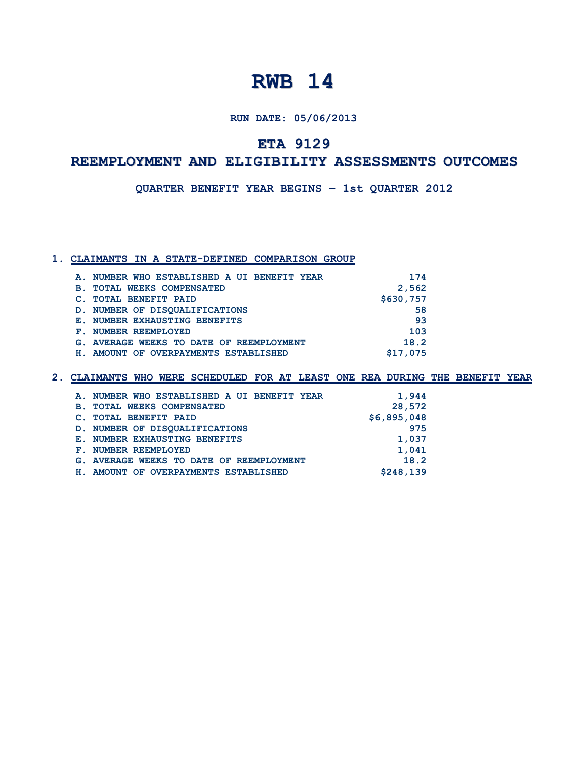# RWB 14

**RUN DATE: 05/06/2013**

## ETA 9129

## REEMPLOYMENT AND ELIGIBILITY ASSESSMENTS OUTCOMES

**QUARTER BENEFIT YEAR BEGINS – 1st QUARTER 2012**

### 1. CLAIMANTS IN A STATE-DEFINED COMPARISON GROUP

| | |
|---|---|
| A. NUMBER WHO ESTABLISHED A UI BENEFIT YEAR | 174 |
| B. TOTAL WEEKS COMPENSATED | 2,562 |
| C. TOTAL BENEFIT PAID | $630,757 |
| D. NUMBER OF DISQUALIFICATIONS | 58 |
| E. NUMBER EXHAUSTING BENEFITS | 93 |
| F. NUMBER REEMPLOYED | 103 |
| G. AVERAGE WEEKS TO DATE OF REEMPLOYMENT | 18.2 |
| H. AMOUNT OF OVERPAYMENTS ESTABLISHED | $17,075 |

### 2. CLAIMANTS WHO WERE SCHEDULED FOR AT LEAST ONE REA DURING THE BENEFIT YEAR

| | |
|---|---|
| A. NUMBER WHO ESTABLISHED A UI BENEFIT YEAR | 1,944 |
| B. TOTAL WEEKS COMPENSATED | 28,572 |
| C. TOTAL BENEFIT PAID | $6,895,048 |
| D. NUMBER OF DISQUALIFICATIONS | 975 |
| E. NUMBER EXHAUSTING BENEFITS | 1,037 |
| F. NUMBER REEMPLOYED | 1,041 |
| G. AVERAGE WEEKS TO DATE OF REEMPLOYMENT | 18.2 |
| H. AMOUNT OF OVERPAYMENTS ESTABLISHED | $248,139 |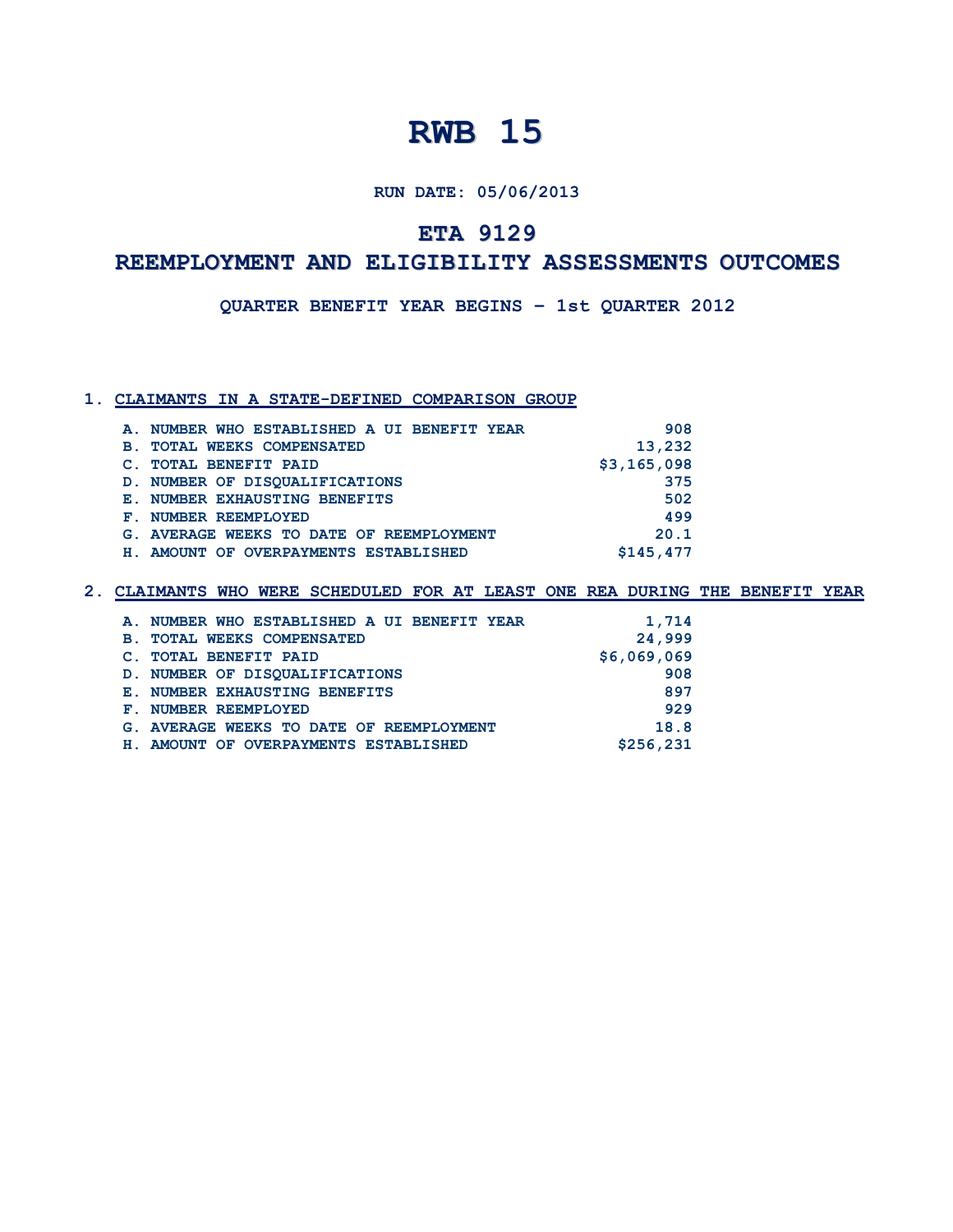# RWB 15

**RUN DATE: 05/06/2013**

## ETA 9129

## REEMPLOYMENT AND ELIGIBILITY ASSESSMENTS OUTCOMES

**QUARTER BENEFIT YEAR BEGINS – 1st QUARTER 2012**

### 1. CLAIMANTS IN A STATE-DEFINED COMPARISON GROUP

| | |
|---|---|
| A. NUMBER WHO ESTABLISHED A UI BENEFIT YEAR | 908 |
| B. TOTAL WEEKS COMPENSATED | 13,232 |
| C. TOTAL BENEFIT PAID | $3,165,098 |
| D. NUMBER OF DISQUALIFICATIONS | 375 |
| E. NUMBER EXHAUSTING BENEFITS | 502 |
| F. NUMBER REEMPLOYED | 499 |
| G. AVERAGE WEEKS TO DATE OF REEMPLOYMENT | 20.1 |
| H. AMOUNT OF OVERPAYMENTS ESTABLISHED | $145,477 |

### 2. CLAIMANTS WHO WERE SCHEDULED FOR AT LEAST ONE REA DURING THE BENEFIT YEAR

| | |
|---|---|
| A. NUMBER WHO ESTABLISHED A UI BENEFIT YEAR | 1,714 |
| B. TOTAL WEEKS COMPENSATED | 24,999 |
| C. TOTAL BENEFIT PAID | $6,069,069 |
| D. NUMBER OF DISQUALIFICATIONS | 908 |
| E. NUMBER EXHAUSTING BENEFITS | 897 |
| F. NUMBER REEMPLOYED | 929 |
| G. AVERAGE WEEKS TO DATE OF REEMPLOYMENT | 18.8 |
| H. AMOUNT OF OVERPAYMENTS ESTABLISHED | $256,231 |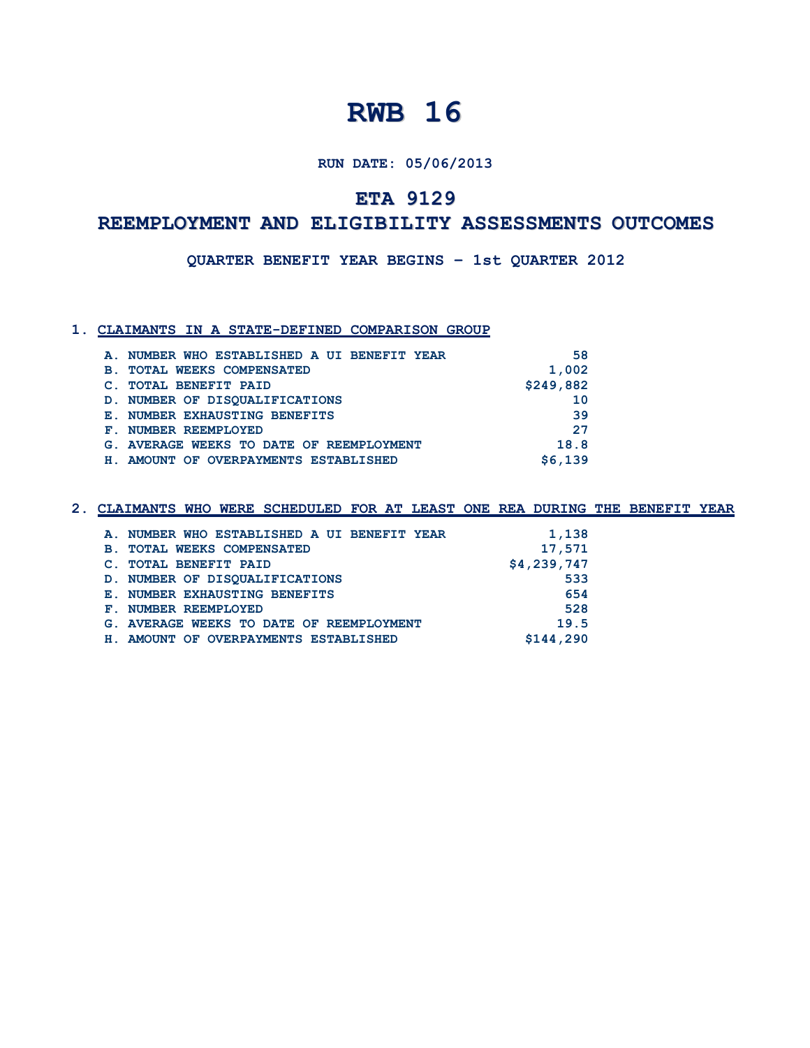# RWB 16

**RUN DATE: 05/06/2013**

## ETA 9129

## REEMPLOYMENT AND ELIGIBILITY ASSESSMENTS OUTCOMES

**QUARTER BENEFIT YEAR BEGINS – 1st QUARTER 2012**

### 1. CLAIMANTS IN A STATE-DEFINED COMPARISON GROUP

| | |
|---|---:|
| A. NUMBER WHO ESTABLISHED A UI BENEFIT YEAR | 58 |
| B. TOTAL WEEKS COMPENSATED | 1,002 |
| C. TOTAL BENEFIT PAID | $249,882 |
| D. NUMBER OF DISQUALIFICATIONS | 10 |
| E. NUMBER EXHAUSTING BENEFITS | 39 |
| F. NUMBER REEMPLOYED | 27 |
| G. AVERAGE WEEKS TO DATE OF REEMPLOYMENT | 18.8 |
| H. AMOUNT OF OVERPAYMENTS ESTABLISHED | $6,139 |

### 2. CLAIMANTS WHO WERE SCHEDULED FOR AT LEAST ONE REA DURING THE BENEFIT YEAR

| | |
|---|---:|
| A. NUMBER WHO ESTABLISHED A UI BENEFIT YEAR | 1,138 |
| B. TOTAL WEEKS COMPENSATED | 17,571 |
| C. TOTAL BENEFIT PAID | $4,239,747 |
| D. NUMBER OF DISQUALIFICATIONS | 533 |
| E. NUMBER EXHAUSTING BENEFITS | 654 |
| F. NUMBER REEMPLOYED | 528 |
| G. AVERAGE WEEKS TO DATE OF REEMPLOYMENT | 19.5 |
| H. AMOUNT OF OVERPAYMENTS ESTABLISHED | $144,290 |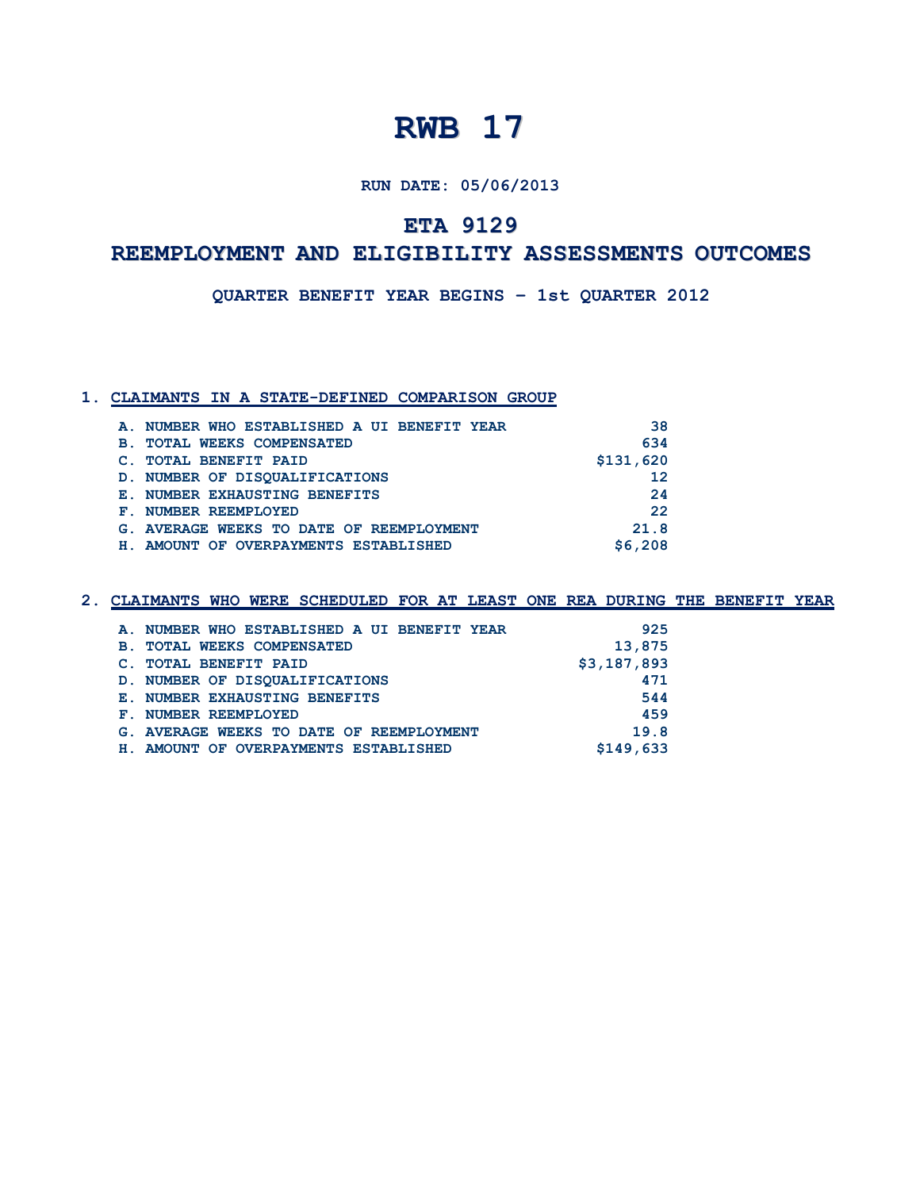# RWB 17

**RUN DATE: 05/06/2013**

## ETA 9129

## REEMPLOYMENT AND ELIGIBILITY ASSESSMENTS OUTCOMES

**QUARTER BENEFIT YEAR BEGINS – 1st QUARTER 2012**

### 1. CLAIMANTS IN A STATE-DEFINED COMPARISON GROUP

| | |
|---|---|
| A. NUMBER WHO ESTABLISHED A UI BENEFIT YEAR | 38 |
| B. TOTAL WEEKS COMPENSATED | 634 |
| C. TOTAL BENEFIT PAID | $131,620 |
| D. NUMBER OF DISQUALIFICATIONS | 12 |
| E. NUMBER EXHAUSTING BENEFITS | 24 |
| F. NUMBER REEMPLOYED | 22 |
| G. AVERAGE WEEKS TO DATE OF REEMPLOYMENT | 21.8 |
| H. AMOUNT OF OVERPAYMENTS ESTABLISHED | $6,208 |

### 2. CLAIMANTS WHO WERE SCHEDULED FOR AT LEAST ONE REA DURING THE BENEFIT YEAR

| | |
|---|---|
| A. NUMBER WHO ESTABLISHED A UI BENEFIT YEAR | 925 |
| B. TOTAL WEEKS COMPENSATED | 13,875 |
| C. TOTAL BENEFIT PAID | $3,187,893 |
| D. NUMBER OF DISQUALIFICATIONS | 471 |
| E. NUMBER EXHAUSTING BENEFITS | 544 |
| F. NUMBER REEMPLOYED | 459 |
| G. AVERAGE WEEKS TO DATE OF REEMPLOYMENT | 19.8 |
| H. AMOUNT OF OVERPAYMENTS ESTABLISHED | $149,633 |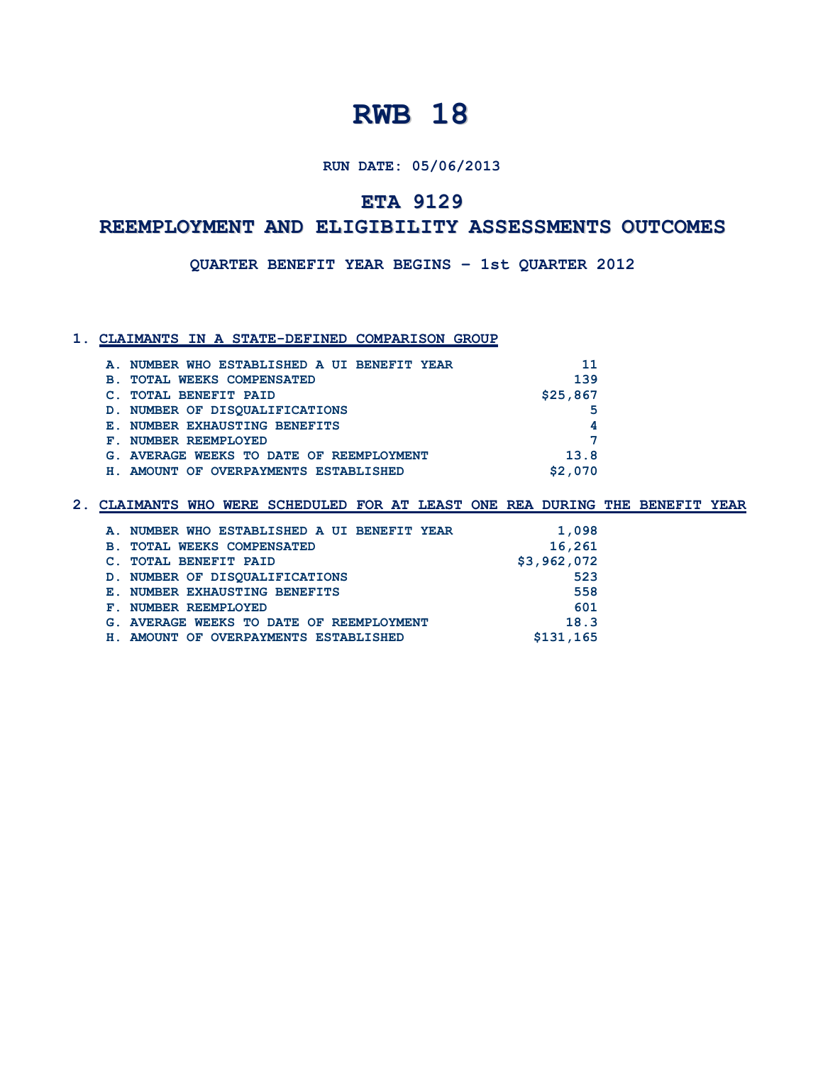# RWB 18

**RUN DATE: 05/06/2013**

## ETA 9129

## REEMPLOYMENT AND ELIGIBILITY ASSESSMENTS OUTCOMES

**QUARTER BENEFIT YEAR BEGINS – 1st QUARTER 2012**

### 1. CLAIMANTS IN A STATE-DEFINED COMPARISON GROUP

| | |
|---|---|
| A. NUMBER WHO ESTABLISHED A UI BENEFIT YEAR | 11 |
| B. TOTAL WEEKS COMPENSATED | 139 |
| C. TOTAL BENEFIT PAID | $25,867 |
| D. NUMBER OF DISQUALIFICATIONS | 5 |
| E. NUMBER EXHAUSTING BENEFITS | 4 |
| F. NUMBER REEMPLOYED | 7 |
| G. AVERAGE WEEKS TO DATE OF REEMPLOYMENT | 13.8 |
| H. AMOUNT OF OVERPAYMENTS ESTABLISHED | $2,070 |

### 2. CLAIMANTS WHO WERE SCHEDULED FOR AT LEAST ONE REA DURING THE BENEFIT YEAR

| | |
|---|---|
| A. NUMBER WHO ESTABLISHED A UI BENEFIT YEAR | 1,098 |
| B. TOTAL WEEKS COMPENSATED | 16,261 |
| C. TOTAL BENEFIT PAID | $3,962,072 |
| D. NUMBER OF DISQUALIFICATIONS | 523 |
| E. NUMBER EXHAUSTING BENEFITS | 558 |
| F. NUMBER REEMPLOYED | 601 |
| G. AVERAGE WEEKS TO DATE OF REEMPLOYMENT | 18.3 |
| H. AMOUNT OF OVERPAYMENTS ESTABLISHED | $131,165 |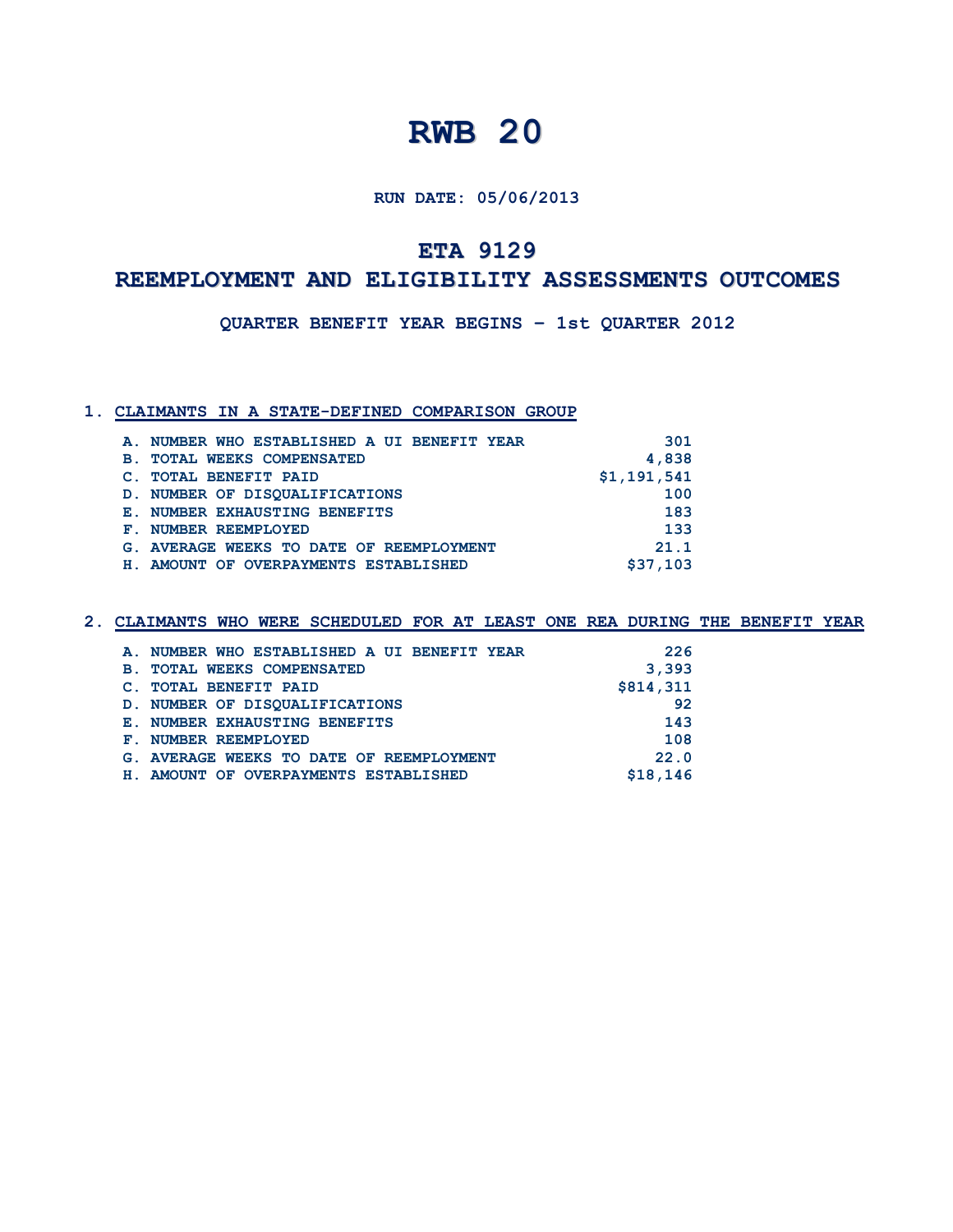# RWB 20

**RUN DATE: 05/06/2013**

## ETA 9129

## REEMPLOYMENT AND ELIGIBILITY ASSESSMENTS OUTCOMES

**QUARTER BENEFIT YEAR BEGINS – 1st QUARTER 2012**

### 1. CLAIMANTS IN A STATE-DEFINED COMPARISON GROUP

| | |
|---|---|
| A. NUMBER WHO ESTABLISHED A UI BENEFIT YEAR | 301 |
| B. TOTAL WEEKS COMPENSATED | 4,838 |
| C. TOTAL BENEFIT PAID | $1,191,541 |
| D. NUMBER OF DISQUALIFICATIONS | 100 |
| E. NUMBER EXHAUSTING BENEFITS | 183 |
| F. NUMBER REEMPLOYED | 133 |
| G. AVERAGE WEEKS TO DATE OF REEMPLOYMENT | 21.1 |
| H. AMOUNT OF OVERPAYMENTS ESTABLISHED | $37,103 |

### 2. CLAIMANTS WHO WERE SCHEDULED FOR AT LEAST ONE REA DURING THE BENEFIT YEAR

| | |
|---|---|
| A. NUMBER WHO ESTABLISHED A UI BENEFIT YEAR | 226 |
| B. TOTAL WEEKS COMPENSATED | 3,393 |
| C. TOTAL BENEFIT PAID | $814,311 |
| D. NUMBER OF DISQUALIFICATIONS | 92 |
| E. NUMBER EXHAUSTING BENEFITS | 143 |
| F. NUMBER REEMPLOYED | 108 |
| G. AVERAGE WEEKS TO DATE OF REEMPLOYMENT | 22.0 |
| H. AMOUNT OF OVERPAYMENTS ESTABLISHED | $18,146 |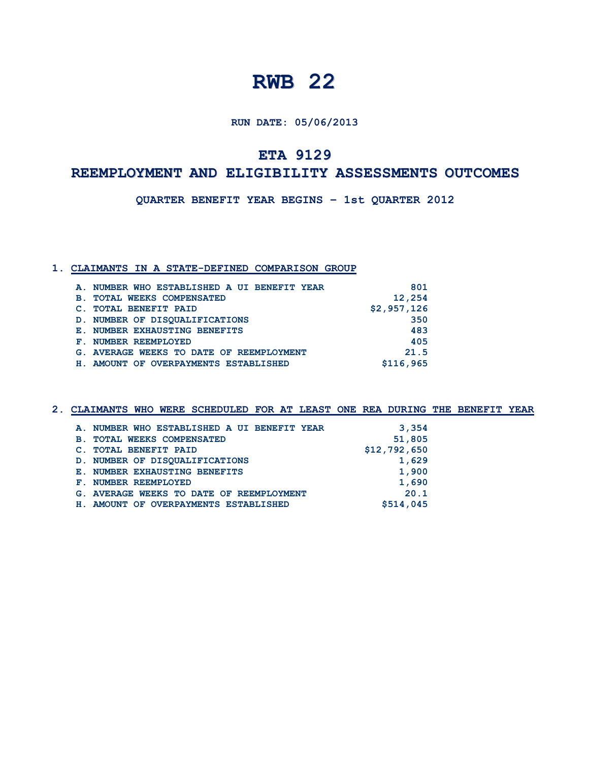# RWB 22

**RUN DATE: 05/06/2013**

## ETA 9129

## REEMPLOYMENT AND ELIGIBILITY ASSESSMENTS OUTCOMES

**QUARTER BENEFIT YEAR BEGINS – 1st QUARTER 2012**

### 1. CLAIMANTS IN A STATE-DEFINED COMPARISON GROUP

| | |
|---|---|
| A. NUMBER WHO ESTABLISHED A UI BENEFIT YEAR | 801 |
| B. TOTAL WEEKS COMPENSATED | 12,254 |
| C. TOTAL BENEFIT PAID | $2,957,126 |
| D. NUMBER OF DISQUALIFICATIONS | 350 |
| E. NUMBER EXHAUSTING BENEFITS | 483 |
| F. NUMBER REEMPLOYED | 405 |
| G. AVERAGE WEEKS TO DATE OF REEMPLOYMENT | 21.5 |
| H. AMOUNT OF OVERPAYMENTS ESTABLISHED | $116,965 |

### 2. CLAIMANTS WHO WERE SCHEDULED FOR AT LEAST ONE REA DURING THE BENEFIT YEAR

| | |
|---|---|
| A. NUMBER WHO ESTABLISHED A UI BENEFIT YEAR | 3,354 |
| B. TOTAL WEEKS COMPENSATED | 51,805 |
| C. TOTAL BENEFIT PAID | $12,792,650 |
| D. NUMBER OF DISQUALIFICATIONS | 1,629 |
| E. NUMBER EXHAUSTING BENEFITS | 1,900 |
| F. NUMBER REEMPLOYED | 1,690 |
| G. AVERAGE WEEKS TO DATE OF REEMPLOYMENT | 20.1 |
| H. AMOUNT OF OVERPAYMENTS ESTABLISHED | $514,045 |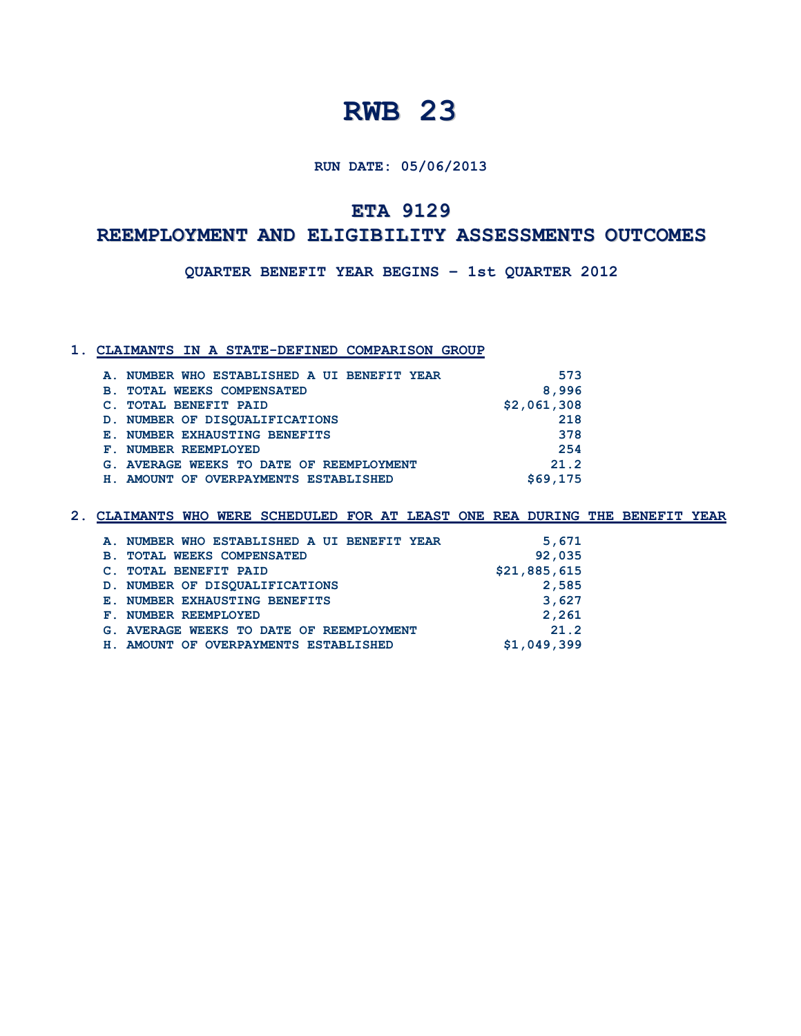# RWB 23

**RUN DATE: 05/06/2013**

## ETA 9129

## REEMPLOYMENT AND ELIGIBILITY ASSESSMENTS OUTCOMES

**QUARTER BENEFIT YEAR BEGINS – 1st QUARTER 2012**

### 1. CLAIMANTS IN A STATE-DEFINED COMPARISON GROUP

| | |
|---|---|
| A. NUMBER WHO ESTABLISHED A UI BENEFIT YEAR | 573 |
| B. TOTAL WEEKS COMPENSATED | 8,996 |
| C. TOTAL BENEFIT PAID | $2,061,308 |
| D. NUMBER OF DISQUALIFICATIONS | 218 |
| E. NUMBER EXHAUSTING BENEFITS | 378 |
| F. NUMBER REEMPLOYED | 254 |
| G. AVERAGE WEEKS TO DATE OF REEMPLOYMENT | 21.2 |
| H. AMOUNT OF OVERPAYMENTS ESTABLISHED | $69,175 |

### 2. CLAIMANTS WHO WERE SCHEDULED FOR AT LEAST ONE REA DURING THE BENEFIT YEAR

| | |
|---|---|
| A. NUMBER WHO ESTABLISHED A UI BENEFIT YEAR | 5,671 |
| B. TOTAL WEEKS COMPENSATED | 92,035 |
| C. TOTAL BENEFIT PAID | $21,885,615 |
| D. NUMBER OF DISQUALIFICATIONS | 2,585 |
| E. NUMBER EXHAUSTING BENEFITS | 3,627 |
| F. NUMBER REEMPLOYED | 2,261 |
| G. AVERAGE WEEKS TO DATE OF REEMPLOYMENT | 21.2 |
| H. AMOUNT OF OVERPAYMENTS ESTABLISHED | $1,049,399 |